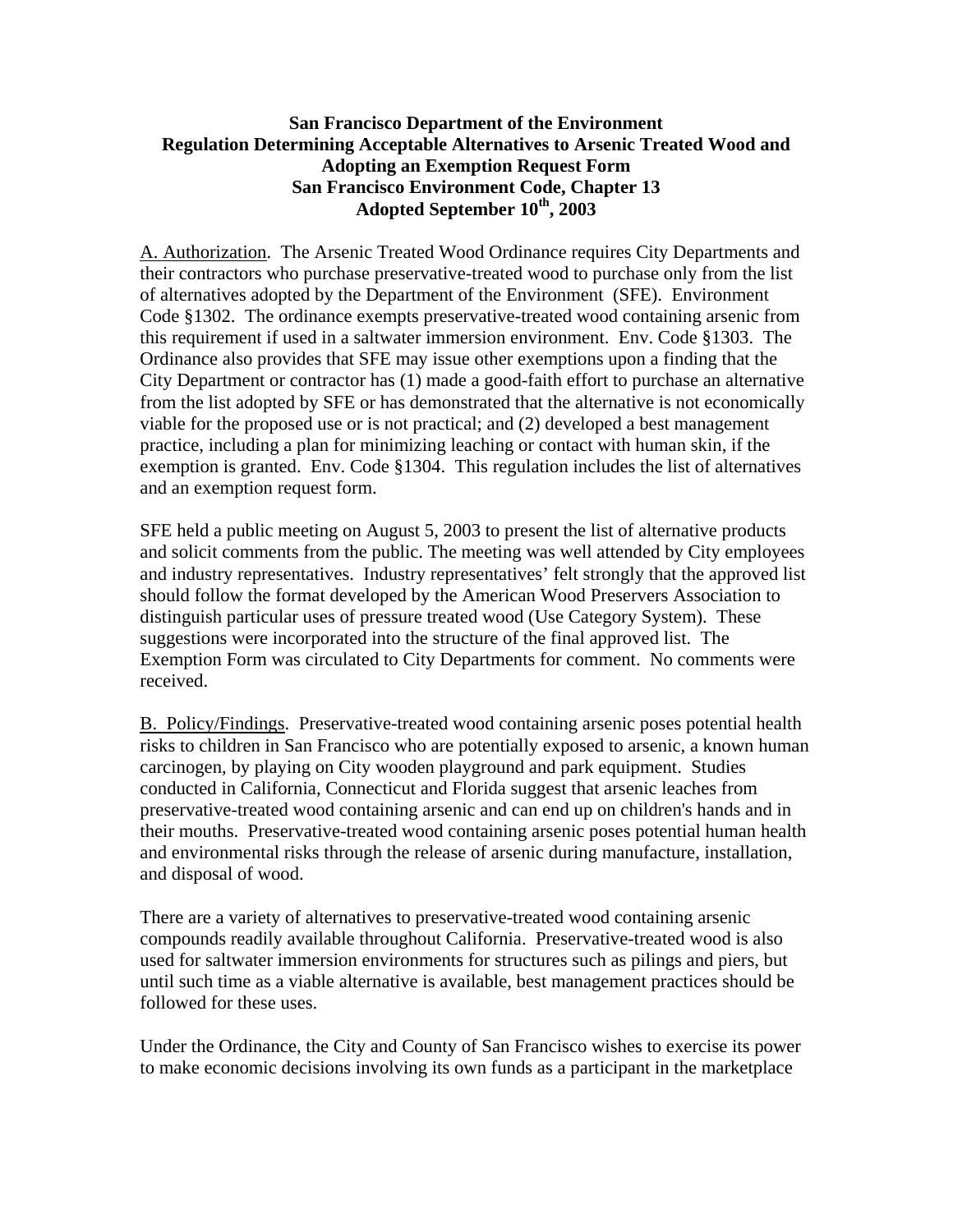**San Francisco Department of the Environment**
**Regulation Determining Acceptable Alternatives to Arsenic Treated Wood and Adopting an Exemption Request Form**
**San Francisco Environment Code, Chapter 13**
**Adopted September 10th, 2003**

A. Authorization. The Arsenic Treated Wood Ordinance requires City Departments and their contractors who purchase preservative-treated wood to purchase only from the list of alternatives adopted by the Department of the Environment (SFE). Environment Code §1302. The ordinance exempts preservative-treated wood containing arsenic from this requirement if used in a saltwater immersion environment. Env. Code §1303. The Ordinance also provides that SFE may issue other exemptions upon a finding that the City Department or contractor has (1) made a good-faith effort to purchase an alternative from the list adopted by SFE or has demonstrated that the alternative is not economically viable for the proposed use or is not practical; and (2) developed a best management practice, including a plan for minimizing leaching or contact with human skin, if the exemption is granted. Env. Code §1304. This regulation includes the list of alternatives and an exemption request form.

SFE held a public meeting on August 5, 2003 to present the list of alternative products and solicit comments from the public. The meeting was well attended by City employees and industry representatives. Industry representatives' felt strongly that the approved list should follow the format developed by the American Wood Preservers Association to distinguish particular uses of pressure treated wood (Use Category System). These suggestions were incorporated into the structure of the final approved list. The Exemption Form was circulated to City Departments for comment. No comments were received.

B. Policy/Findings. Preservative-treated wood containing arsenic poses potential health risks to children in San Francisco who are potentially exposed to arsenic, a known human carcinogen, by playing on City wooden playground and park equipment. Studies conducted in California, Connecticut and Florida suggest that arsenic leaches from preservative-treated wood containing arsenic and can end up on children's hands and in their mouths. Preservative-treated wood containing arsenic poses potential human health and environmental risks through the release of arsenic during manufacture, installation, and disposal of wood.

There are a variety of alternatives to preservative-treated wood containing arsenic compounds readily available throughout California. Preservative-treated wood is also used for saltwater immersion environments for structures such as pilings and piers, but until such time as a viable alternative is available, best management practices should be followed for these uses.

Under the Ordinance, the City and County of San Francisco wishes to exercise its power to make economic decisions involving its own funds as a participant in the marketplace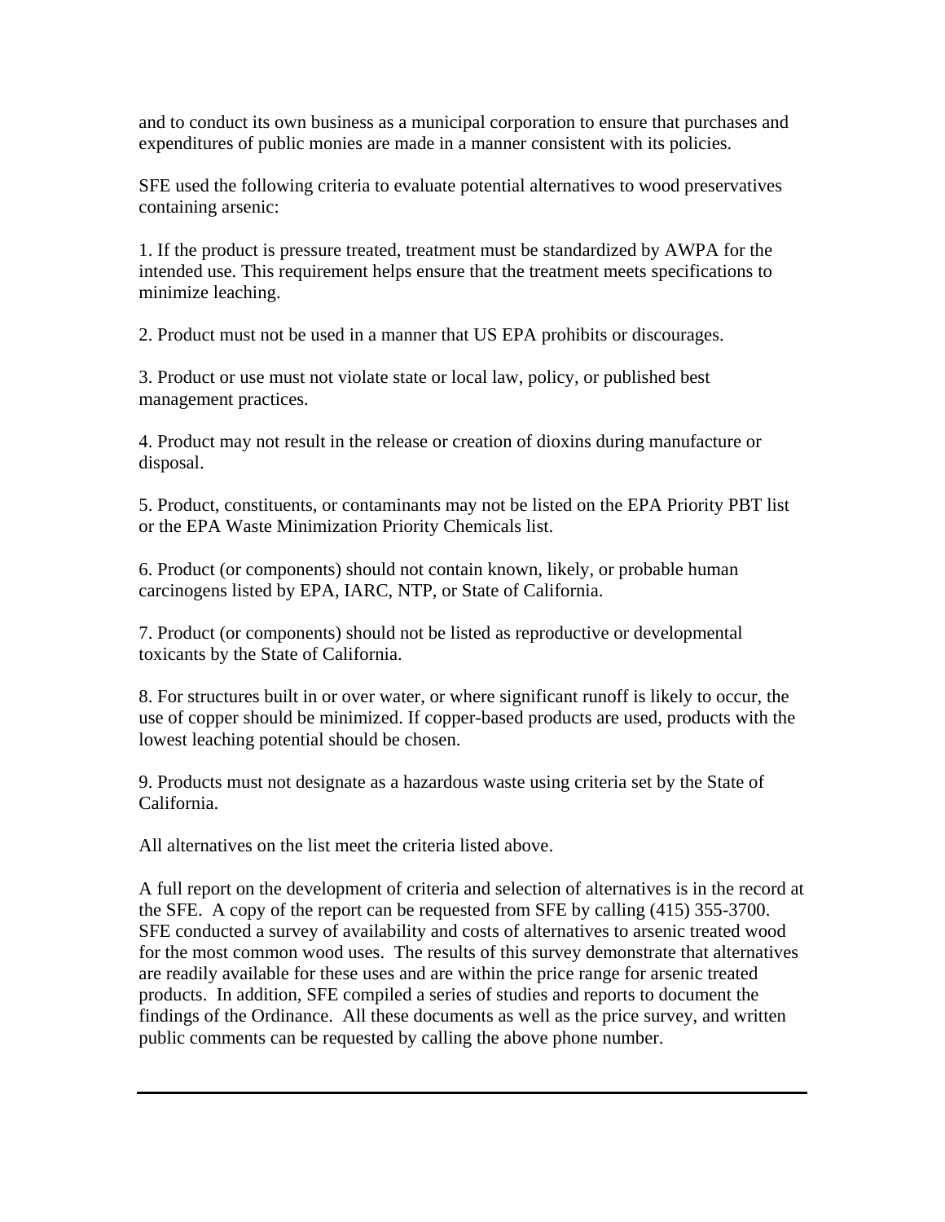and to conduct its own business as a municipal corporation to ensure that purchases and expenditures of public monies are made in a manner consistent with its policies.

SFE used the following criteria to evaluate potential alternatives to wood preservatives containing arsenic:

1. If the product is pressure treated, treatment must be standardized by AWPA for the intended use. This requirement helps ensure that the treatment meets specifications to minimize leaching.

2. Product must not be used in a manner that US EPA prohibits or discourages.

3. Product or use must not violate state or local law, policy, or published best management practices.

4. Product may not result in the release or creation of dioxins during manufacture or disposal.

5. Product, constituents, or contaminants may not be listed on the EPA Priority PBT list or the EPA Waste Minimization Priority Chemicals list.

6. Product (or components) should not contain known, likely, or probable human carcinogens listed by EPA, IARC, NTP, or State of California.

7. Product (or components) should not be listed as reproductive or developmental toxicants by the State of California.

8. For structures built in or over water, or where significant runoff is likely to occur, the use of copper should be minimized. If copper-based products are used, products with the lowest leaching potential should be chosen.

9. Products must not designate as a hazardous waste using criteria set by the State of California.

All alternatives on the list meet the criteria listed above.

A full report on the development of criteria and selection of alternatives is in the record at the SFE. A copy of the report can be requested from SFE by calling (415) 355-3700. SFE conducted a survey of availability and costs of alternatives to arsenic treated wood for the most common wood uses. The results of this survey demonstrate that alternatives are readily available for these uses and are within the price range for arsenic treated products. In addition, SFE compiled a series of studies and reports to document the findings of the Ordinance. All these documents as well as the price survey, and written public comments can be requested by calling the above phone number.

---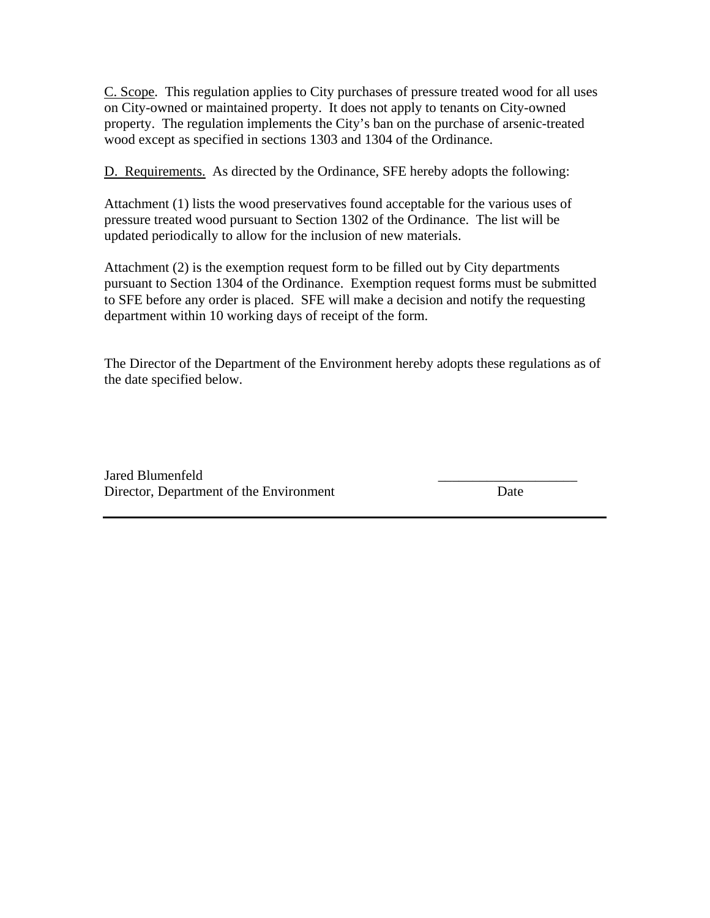<u>C. Scope</u>. This regulation applies to City purchases of pressure treated wood for all uses on City-owned or maintained property. It does not apply to tenants on City-owned property. The regulation implements the City's ban on the purchase of arsenic-treated wood except as specified in sections 1303 and 1304 of the Ordinance.

<u>D. Requirements.</u> As directed by the Ordinance, SFE hereby adopts the following:

Attachment (1) lists the wood preservatives found acceptable for the various uses of pressure treated wood pursuant to Section 1302 of the Ordinance. The list will be updated periodically to allow for the inclusion of new materials.

Attachment (2) is the exemption request form to be filled out by City departments pursuant to Section 1304 of the Ordinance. Exemption request forms must be submitted to SFE before any order is placed. SFE will make a decision and notify the requesting department within 10 working days of receipt of the form.

The Director of the Department of the Environment hereby adopts these regulations as of the date specified below.

Jared Blumenfeld
Director, Department of the Environment

____________________
Date

---